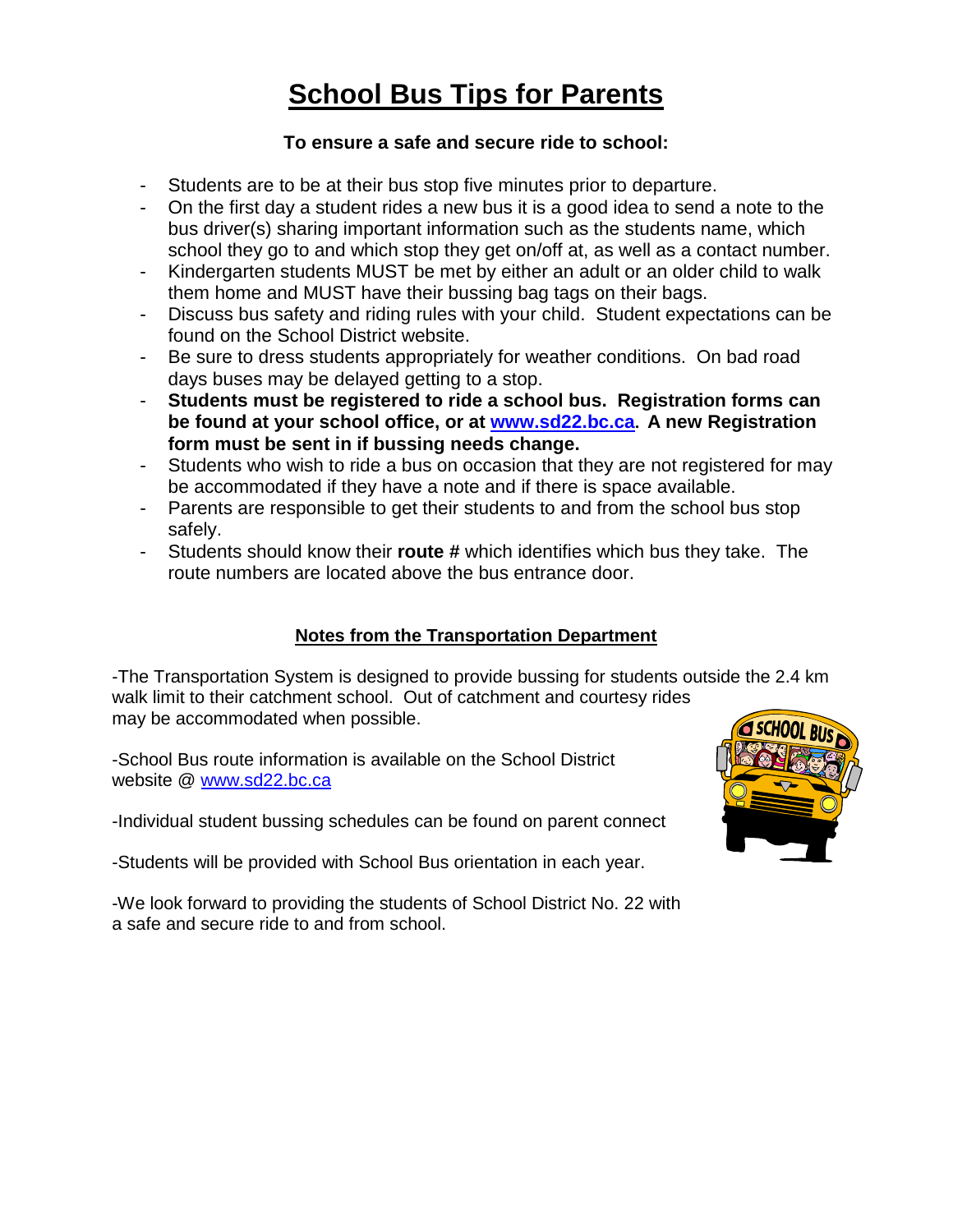# School Bus Tips for Parents

**To ensure a safe and secure ride to school:**

- Students are to be at their bus stop five minutes prior to departure.
- On the first day a student rides a new bus it is a good idea to send a note to the bus driver(s) sharing important information such as the students name, which school they go to and which stop they get on/off at, as well as a contact number.
- Kindergarten students MUST be met by either an adult or an older child to walk them home and MUST have their bussing bag tags on their bags.
- Discuss bus safety and riding rules with your child. Student expectations can be found on the School District website.
- Be sure to dress students appropriately for weather conditions. On bad road days buses may be delayed getting to a stop.
- **Students must be registered to ride a school bus. Registration forms can be found at your school office, or at [www.sd22.bc.ca](http://www.sd22.bc.ca). A new Registration form must be sent in if bussing needs change.**
- Students who wish to ride a bus on occasion that they are not registered for may be accommodated if they have a note and if there is space available.
- Parents are responsible to get their students to and from the school bus stop safely.
- Students should know their **route #** which identifies which bus they take. The route numbers are located above the bus entrance door.

## Notes from the Transportation Department

-The Transportation System is designed to provide bussing for students outside the 2.4 km walk limit to their catchment school. Out of catchment and courtesy rides may be accommodated when possible.

-School Bus route information is available on the School District website @ [www.sd22.bc.ca](http://www.sd22.bc.ca)

-Individual student bussing schedules can be found on parent connect

-Students will be provided with School Bus orientation in each year.

-We look forward to providing the students of School District No. 22 with a safe and secure ride to and from school.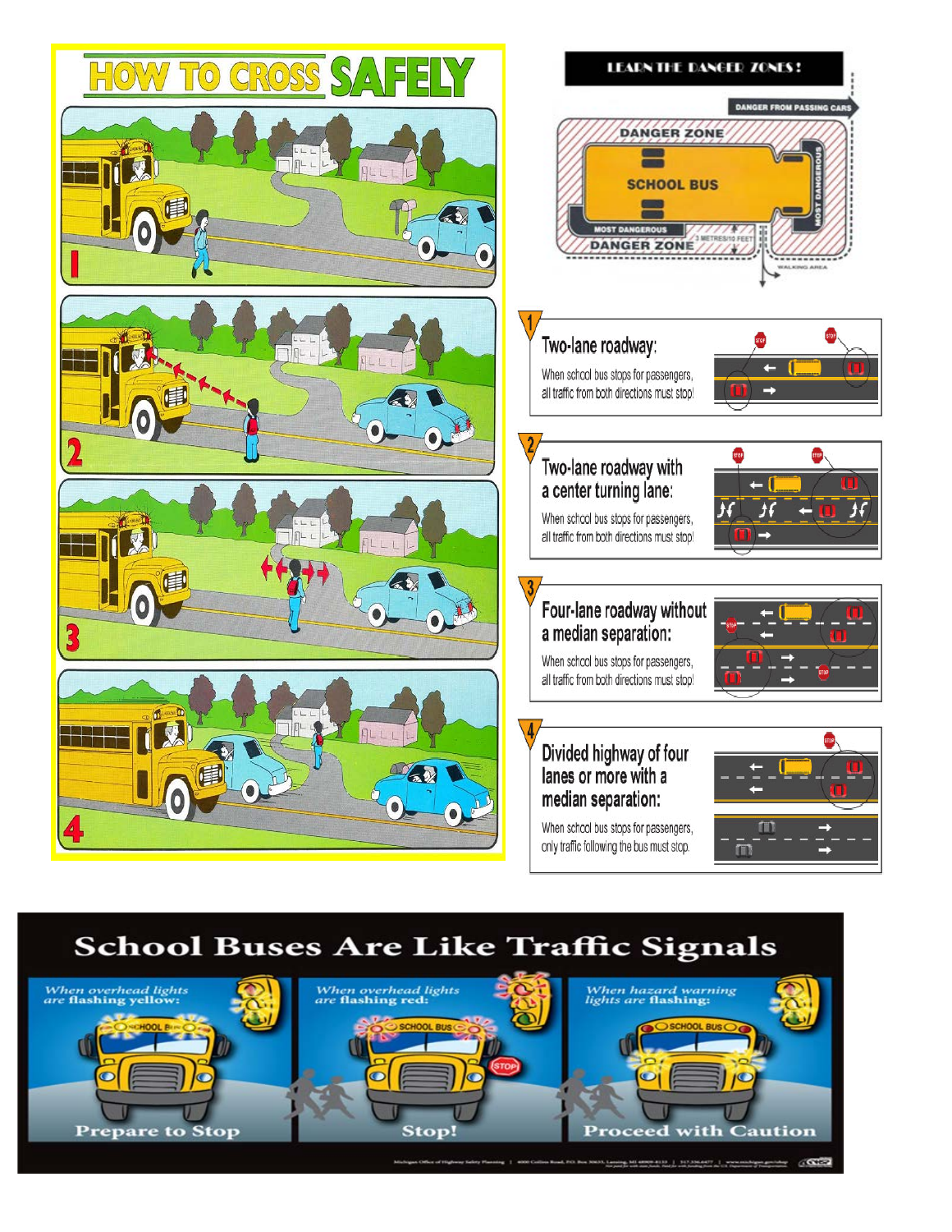# HOW TO CROSS SAFELY

1

2

3

4

## LEARN THE DANGER ZONES!

DANGER FROM PASSING CARS

DANGER ZONE

SCHOOL BUS

MOST DANGEROUS

MOST DANGEROUS

DANGER ZONE

3 METRES/10 FEET

WALKING AREA

### 1 Two-lane roadway:

When school bus stops for passengers, all traffic from both directions must stop!

### 2 Two-lane roadway with a center turning lane:

When school bus stops for passengers, all traffic from both directions must stop!

### 3 Four-lane roadway without a median separation:

When school bus stops for passengers, all traffic from both directions must stop!

### 4 Divided highway of four lanes or more with a median separation:

When school bus stops for passengers, only traffic following the bus must stop.

## School Buses Are Like Traffic Signals

| When overhead lights are flashing yellow: | When overhead lights are flashing red: | When hazard warning lights are flashing: |
|---|---|---|
| Prepare to Stop | Stop! | Proceed with Caution |